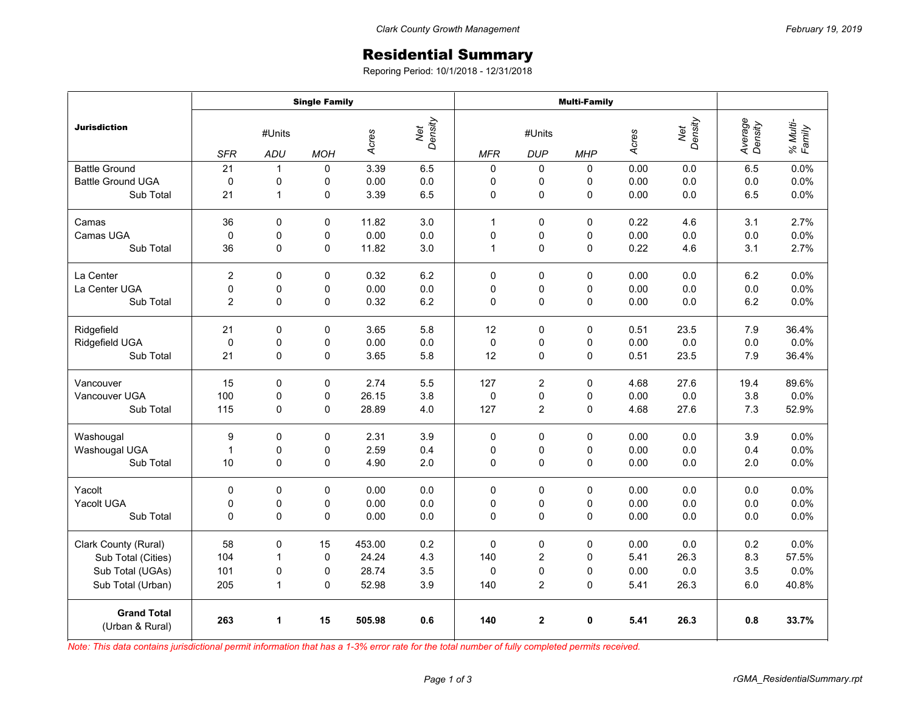# Residential Summary

Reporing Period: 10/1/2018 - 12/31/2018

| Jurisdiction | Single Family | | | | | Multi-Family | | | | | | |
|---|---|---|---|---|---|---|---|---|---|---|---|---|
| | #Units | | | Acres | Net Density | #Units | | | Acres | Net Density | Average Density | % Multi-Family |
| | SFR | ADU | MOH | | | MFR | DUP | MHP | | | | |
| Battle Ground | 21 | 1 | 0 | 3.39 | 6.5 | 0 | 0 | 0 | 0.00 | 0.0 | 6.5 | 0.0% |
| Battle Ground UGA | 0 | 0 | 0 | 0.00 | 0.0 | 0 | 0 | 0 | 0.00 | 0.0 | 0.0 | 0.0% |
| Sub Total | 21 | 1 | 0 | 3.39 | 6.5 | 0 | 0 | 0 | 0.00 | 0.0 | 6.5 | 0.0% |
| Camas | 36 | 0 | 0 | 11.82 | 3.0 | 1 | 0 | 0 | 0.22 | 4.6 | 3.1 | 2.7% |
| Camas UGA | 0 | 0 | 0 | 0.00 | 0.0 | 0 | 0 | 0 | 0.00 | 0.0 | 0.0 | 0.0% |
| Sub Total | 36 | 0 | 0 | 11.82 | 3.0 | 1 | 0 | 0 | 0.22 | 4.6 | 3.1 | 2.7% |
| La Center | 2 | 0 | 0 | 0.32 | 6.2 | 0 | 0 | 0 | 0.00 | 0.0 | 6.2 | 0.0% |
| La Center UGA | 0 | 0 | 0 | 0.00 | 0.0 | 0 | 0 | 0 | 0.00 | 0.0 | 0.0 | 0.0% |
| Sub Total | 2 | 0 | 0 | 0.32 | 6.2 | 0 | 0 | 0 | 0.00 | 0.0 | 6.2 | 0.0% |
| Ridgefield | 21 | 0 | 0 | 3.65 | 5.8 | 12 | 0 | 0 | 0.51 | 23.5 | 7.9 | 36.4% |
| Ridgefield UGA | 0 | 0 | 0 | 0.00 | 0.0 | 0 | 0 | 0 | 0.00 | 0.0 | 0.0 | 0.0% |
| Sub Total | 21 | 0 | 0 | 3.65 | 5.8 | 12 | 0 | 0 | 0.51 | 23.5 | 7.9 | 36.4% |
| Vancouver | 15 | 0 | 0 | 2.74 | 5.5 | 127 | 2 | 0 | 4.68 | 27.6 | 19.4 | 89.6% |
| Vancouver UGA | 100 | 0 | 0 | 26.15 | 3.8 | 0 | 0 | 0 | 0.00 | 0.0 | 3.8 | 0.0% |
| Sub Total | 115 | 0 | 0 | 28.89 | 4.0 | 127 | 2 | 0 | 4.68 | 27.6 | 7.3 | 52.9% |
| Washougal | 9 | 0 | 0 | 2.31 | 3.9 | 0 | 0 | 0 | 0.00 | 0.0 | 3.9 | 0.0% |
| Washougal UGA | 1 | 0 | 0 | 2.59 | 0.4 | 0 | 0 | 0 | 0.00 | 0.0 | 0.4 | 0.0% |
| Sub Total | 10 | 0 | 0 | 4.90 | 2.0 | 0 | 0 | 0 | 0.00 | 0.0 | 2.0 | 0.0% |
| Yacolt | 0 | 0 | 0 | 0.00 | 0.0 | 0 | 0 | 0 | 0.00 | 0.0 | 0.0 | 0.0% |
| Yacolt UGA | 0 | 0 | 0 | 0.00 | 0.0 | 0 | 0 | 0 | 0.00 | 0.0 | 0.0 | 0.0% |
| Sub Total | 0 | 0 | 0 | 0.00 | 0.0 | 0 | 0 | 0 | 0.00 | 0.0 | 0.0 | 0.0% |
| Clark County (Rural) | 58 | 0 | 15 | 453.00 | 0.2 | 0 | 0 | 0 | 0.00 | 0.0 | 0.2 | 0.0% |
| Sub Total (Cities) | 104 | 1 | 0 | 24.24 | 4.3 | 140 | 2 | 0 | 5.41 | 26.3 | 8.3 | 57.5% |
| Sub Total (UGAs) | 101 | 0 | 0 | 28.74 | 3.5 | 0 | 0 | 0 | 0.00 | 0.0 | 3.5 | 0.0% |
| Sub Total (Urban) | 205 | 1 | 0 | 52.98 | 3.9 | 140 | 2 | 0 | 5.41 | 26.3 | 6.0 | 40.8% |
| **Grand Total** (Urban & Rural) | **263** | **1** | **15** | **505.98** | **0.6** | **140** | **2** | **0** | **5.41** | **26.3** | **0.8** | **33.7%** |

*Note: This data contains jurisdictional permit information that has a 1-3% error rate for the total number of fully completed permits received.*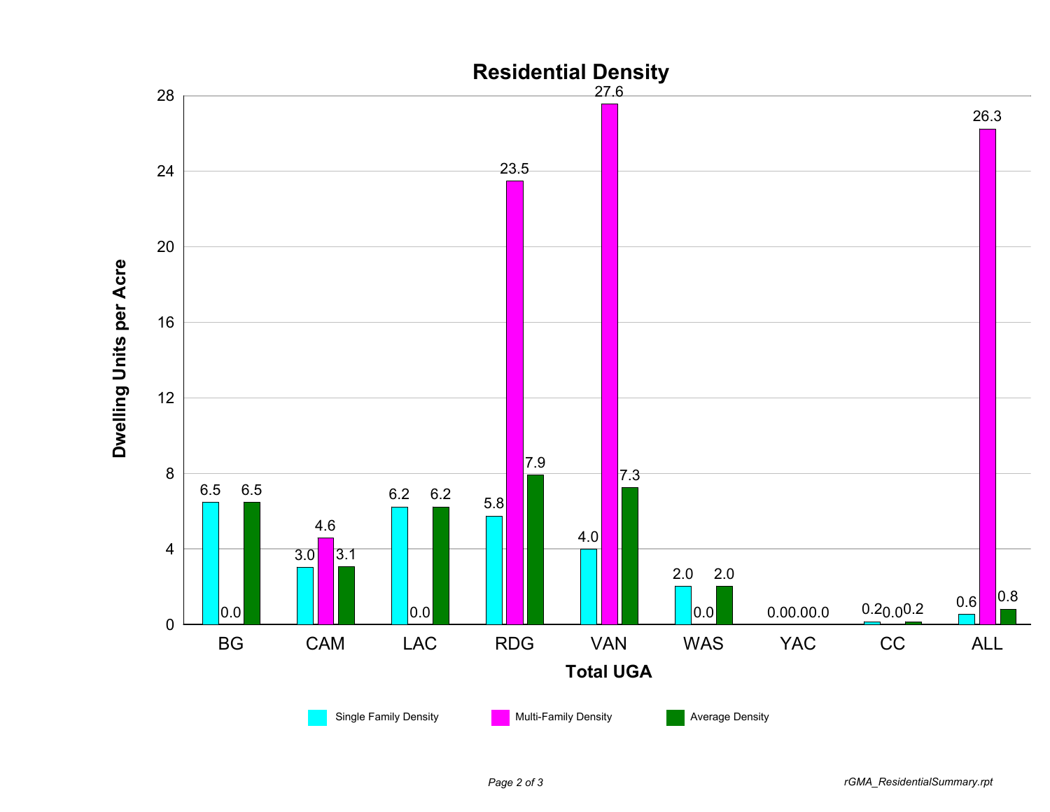# Residential Density

| Total UGA | Single Family Density | Multi-Family Density | Average Density |
|---|---|---|---|
| BG | 6.5 | 0.0 | 6.5 |
| CAM | 3.0 | 4.6 | 3.1 |
| LAC | 6.2 | 0.0 | 6.2 |
| RDG | 5.8 | 23.5 | 7.9 |
| VAN | 4.0 | 27.6 | 7.3 |
| WAS | 2.0 | 0.0 | 2.0 |
| YAC | 0.0 | 0.0 | 0.0 |
| CC | 0.2 | 0.0 | 0.2 |
| ALL | 0.6 | 26.3 | 0.8 |

Y-axis: Dwelling Units per Acre

X-axis: Total UGA

Legend: Single Family Density, Multi-Family Density, Average Density

*rGMA_ResidentialSummary.rpt*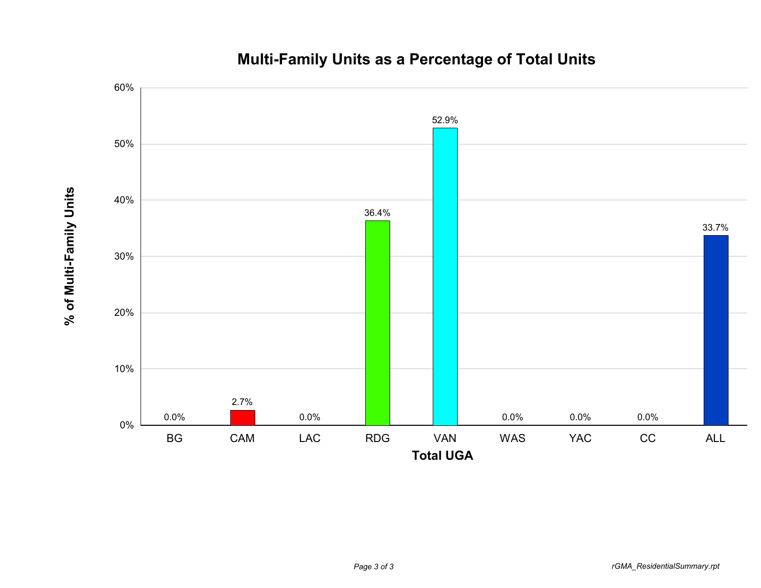## Multi-Family Units as a Percentage of Total Units

% of Multi-Family Units

60%
50%
40%
30%
20%
10%
0%

0.0%
2.7%
0.0%
36.4%
52.9%
0.0%
0.0%
0.0%
33.7%

BG
CAM
LAC
RDG
VAN
WAS
YAC
CC
ALL

Total UGA

*rGMA_ResidentialSummary.rpt*